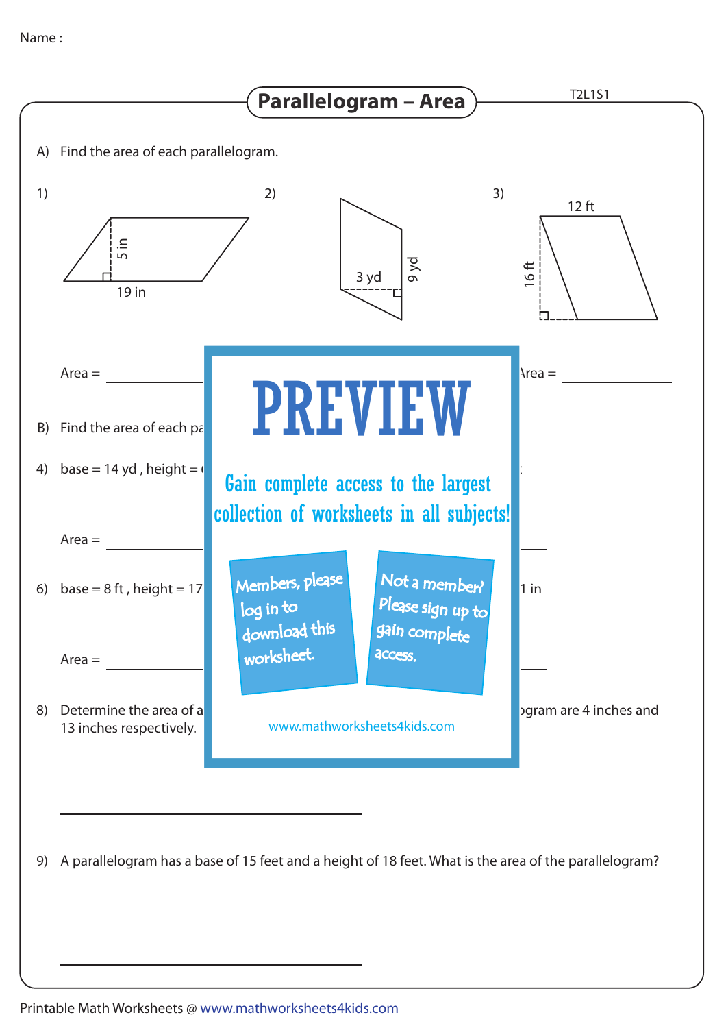Name : ____________________

# Parallelogram – Area

T2L1S1

A) Find the area of each parallelogram.

1) 5 in, 19 in

Area = ____________

2) 3 yd, 9 yd

3) 12 ft, 16 ft

Area = ____________

# PREVIEW

Gain complete access to the largest collection of worksheets in all subjects!

Members, please log in to download this worksheet.

Not a member? Please sign up to gain complete access.

www.mathworksheets4kids.com

B) Find the area of each pa

4) base = 14 yd , height = (

Area = ____________

6) base = 8 ft , height = 17

1 in

Area = ____________

8) Determine the area of a ... gram are 4 inches and 13 inches respectively.

____________________

9) A parallelogram has a base of 15 feet and a height of 18 feet. What is the area of the parallelogram?

____________________

Printable Math Worksheets @ www.mathworksheets4kids.com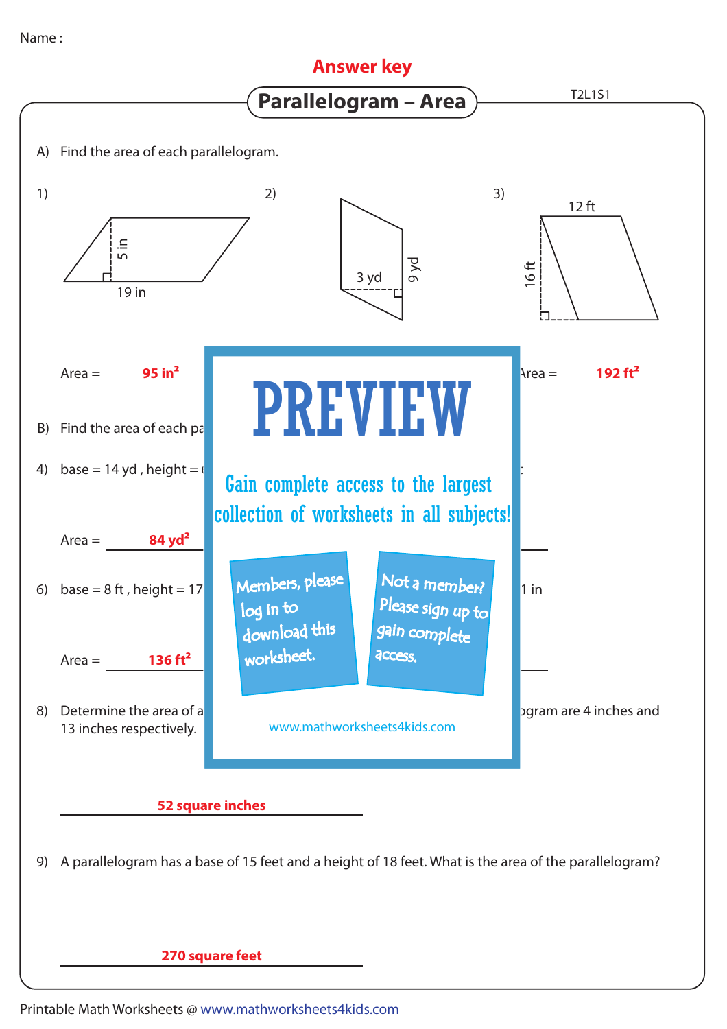Name :

**Answer key**

# Parallelogram – Area

T2L1S1

A) Find the area of each parallelogram.

1)

5 in

19 in

2)

3 yd

9 yd

3)

12 ft

16 ft

Area = **95 $in^2$**

Area = **192 $ft^2$**

PREVIEW

Gain complete access to the largest collection of worksheets in all subjects!

Members, please log in to download this worksheet.

Not a member? Please sign up to gain complete access.

www.mathworksheets4kids.com

B) Find the area of each pa

4) base = 14 yd , height = (

Area = **84 $yd^2$**

6) base = 8 ft , height = 17

1 in

Area = **136 $ft^2$**

8) Determine the area of a                                          ogram are 4 inches and 13 inches respectively.

**52 square inches**

9) A parallelogram has a base of 15 feet and a height of 18 feet. What is the area of the parallelogram?

**270 square feet**

Printable Math Worksheets @ www.mathworksheets4kids.com